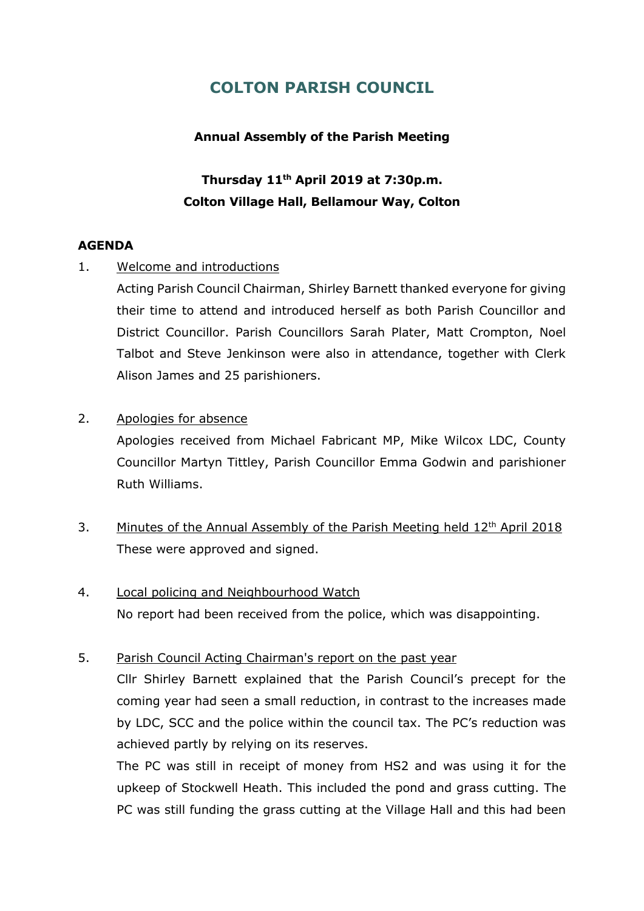# COLTON PARISH COUNCIL

**Annual Assembly of the Parish Meeting**

**Thursday 11th April 2019 at 7:30p.m.**
**Colton Village Hall, Bellamour Way, Colton**

**AGENDA**

1. Welcome and introductions

   Acting Parish Council Chairman, Shirley Barnett thanked everyone for giving their time to attend and introduced herself as both Parish Councillor and District Councillor. Parish Councillors Sarah Plater, Matt Crompton, Noel Talbot and Steve Jenkinson were also in attendance, together with Clerk Alison James and 25 parishioners.

2. Apologies for absence

   Apologies received from Michael Fabricant MP, Mike Wilcox LDC, County Councillor Martyn Tittley, Parish Councillor Emma Godwin and parishioner Ruth Williams.

3. Minutes of the Annual Assembly of the Parish Meeting held 12th April 2018

   These were approved and signed.

4. Local policing and Neighbourhood Watch

   No report had been received from the police, which was disappointing.

5. Parish Council Acting Chairman's report on the past year

   Cllr Shirley Barnett explained that the Parish Council's precept for the coming year had seen a small reduction, in contrast to the increases made by LDC, SCC and the police within the council tax. The PC's reduction was achieved partly by relying on its reserves.

   The PC was still in receipt of money from HS2 and was using it for the upkeep of Stockwell Heath. This included the pond and grass cutting. The PC was still funding the grass cutting at the Village Hall and this had been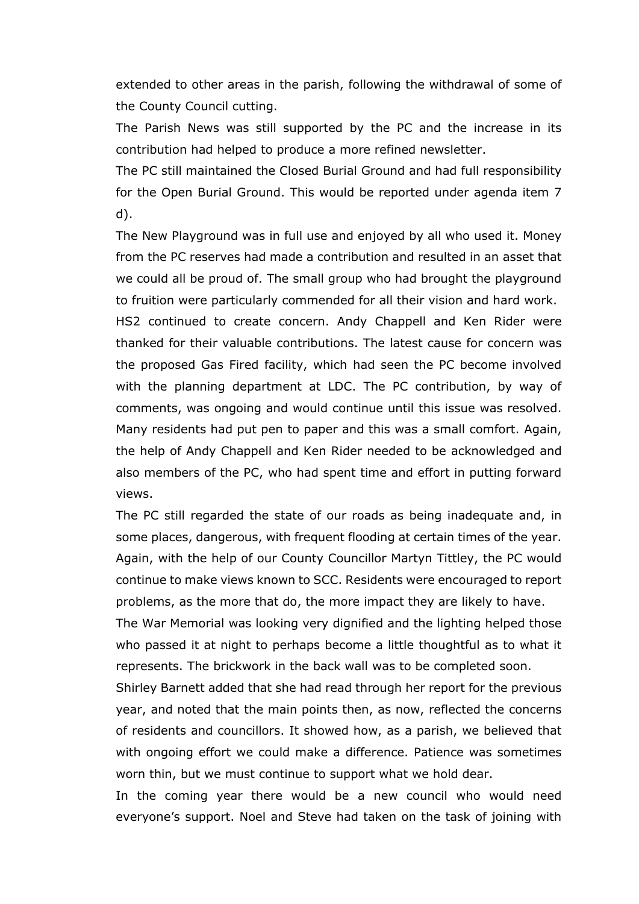extended to other areas in the parish, following the withdrawal of some of the County Council cutting.

The Parish News was still supported by the PC and the increase in its contribution had helped to produce a more refined newsletter.

The PC still maintained the Closed Burial Ground and had full responsibility for the Open Burial Ground. This would be reported under agenda item 7 d).

The New Playground was in full use and enjoyed by all who used it. Money from the PC reserves had made a contribution and resulted in an asset that we could all be proud of. The small group who had brought the playground to fruition were particularly commended for all their vision and hard work.

HS2 continued to create concern. Andy Chappell and Ken Rider were thanked for their valuable contributions. The latest cause for concern was the proposed Gas Fired facility, which had seen the PC become involved with the planning department at LDC. The PC contribution, by way of comments, was ongoing and would continue until this issue was resolved. Many residents had put pen to paper and this was a small comfort. Again, the help of Andy Chappell and Ken Rider needed to be acknowledged and also members of the PC, who had spent time and effort in putting forward views.

The PC still regarded the state of our roads as being inadequate and, in some places, dangerous, with frequent flooding at certain times of the year. Again, with the help of our County Councillor Martyn Tittley, the PC would continue to make views known to SCC. Residents were encouraged to report problems, as the more that do, the more impact they are likely to have.

The War Memorial was looking very dignified and the lighting helped those who passed it at night to perhaps become a little thoughtful as to what it represents. The brickwork in the back wall was to be completed soon.

Shirley Barnett added that she had read through her report for the previous year, and noted that the main points then, as now, reflected the concerns of residents and councillors. It showed how, as a parish, we believed that with ongoing effort we could make a difference. Patience was sometimes worn thin, but we must continue to support what we hold dear.

In the coming year there would be a new council who would need everyone's support. Noel and Steve had taken on the task of joining with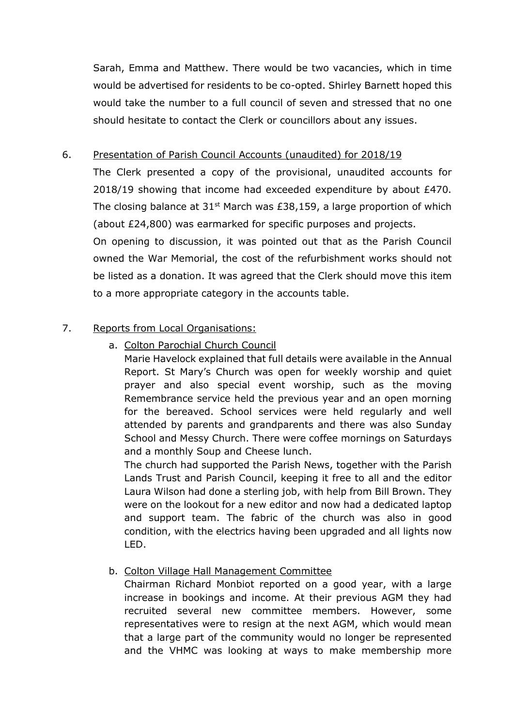Sarah, Emma and Matthew. There would be two vacancies, which in time would be advertised for residents to be co-opted. Shirley Barnett hoped this would take the number to a full council of seven and stressed that no one should hesitate to contact the Clerk or councillors about any issues.

6. Presentation of Parish Council Accounts (unaudited) for 2018/19

   The Clerk presented a copy of the provisional, unaudited accounts for 2018/19 showing that income had exceeded expenditure by about £470. The closing balance at 31st March was £38,159, a large proportion of which (about £24,800) was earmarked for specific purposes and projects.

   On opening to discussion, it was pointed out that as the Parish Council owned the War Memorial, the cost of the refurbishment works should not be listed as a donation. It was agreed that the Clerk should move this item to a more appropriate category in the accounts table.

7. Reports from Local Organisations:

   a. Colton Parochial Church Council

      Marie Havelock explained that full details were available in the Annual Report. St Mary's Church was open for weekly worship and quiet prayer and also special event worship, such as the moving Remembrance service held the previous year and an open morning for the bereaved. School services were held regularly and well attended by parents and grandparents and there was also Sunday School and Messy Church. There were coffee mornings on Saturdays and a monthly Soup and Cheese lunch.

      The church had supported the Parish News, together with the Parish Lands Trust and Parish Council, keeping it free to all and the editor Laura Wilson had done a sterling job, with help from Bill Brown. They were on the lookout for a new editor and now had a dedicated laptop and support team. The fabric of the church was also in good condition, with the electrics having been upgraded and all lights now LED.

   b. Colton Village Hall Management Committee

      Chairman Richard Monbiot reported on a good year, with a large increase in bookings and income. At their previous AGM they had recruited several new committee members. However, some representatives were to resign at the next AGM, which would mean that a large part of the community would no longer be represented and the VHMC was looking at ways to make membership more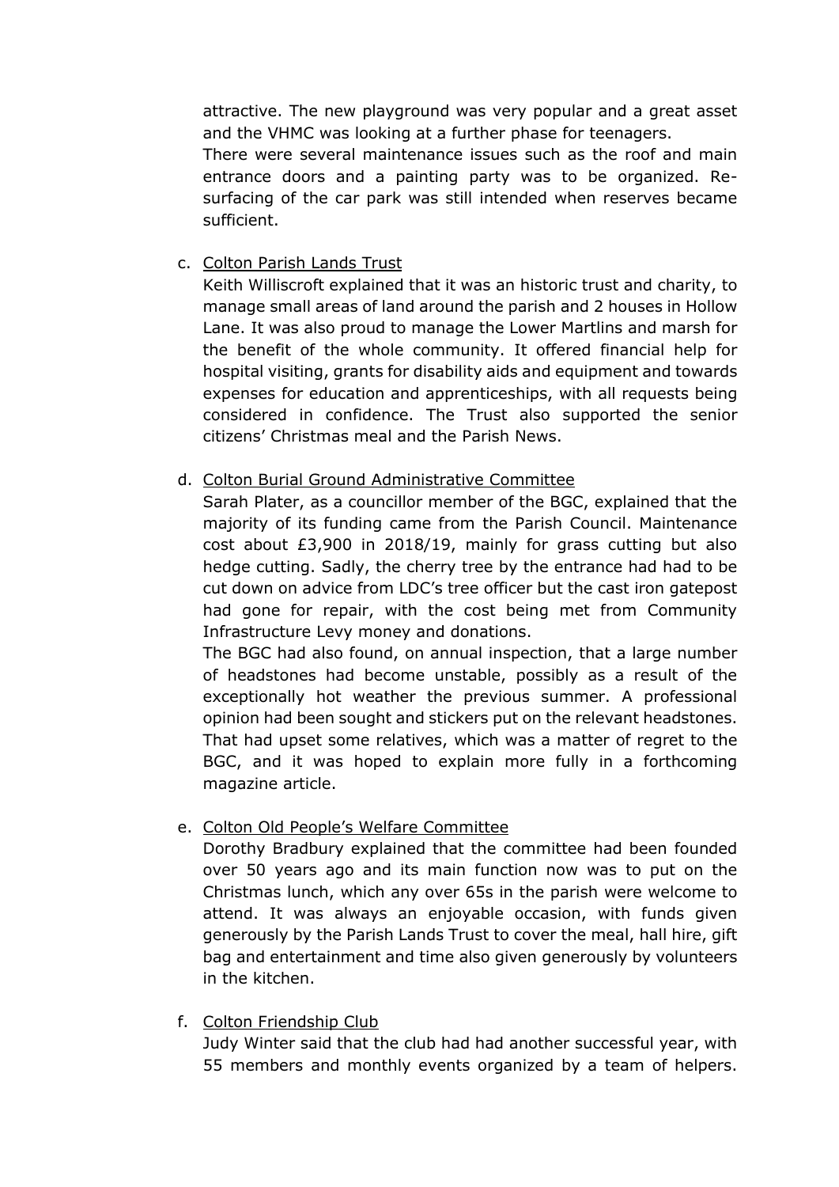attractive. The new playground was very popular and a great asset and the VHMC was looking at a further phase for teenagers.

There were several maintenance issues such as the roof and main entrance doors and a painting party was to be organized. Re-surfacing of the car park was still intended when reserves became sufficient.

c. Colton Parish Lands Trust

Keith Williscroft explained that it was an historic trust and charity, to manage small areas of land around the parish and 2 houses in Hollow Lane. It was also proud to manage the Lower Martlins and marsh for the benefit of the whole community. It offered financial help for hospital visiting, grants for disability aids and equipment and towards expenses for education and apprenticeships, with all requests being considered in confidence. The Trust also supported the senior citizens' Christmas meal and the Parish News.

d. Colton Burial Ground Administrative Committee

Sarah Plater, as a councillor member of the BGC, explained that the majority of its funding came from the Parish Council. Maintenance cost about £3,900 in 2018/19, mainly for grass cutting but also hedge cutting. Sadly, the cherry tree by the entrance had had to be cut down on advice from LDC's tree officer but the cast iron gatepost had gone for repair, with the cost being met from Community Infrastructure Levy money and donations.

The BGC had also found, on annual inspection, that a large number of headstones had become unstable, possibly as a result of the exceptionally hot weather the previous summer. A professional opinion had been sought and stickers put on the relevant headstones. That had upset some relatives, which was a matter of regret to the BGC, and it was hoped to explain more fully in a forthcoming magazine article.

e. Colton Old People's Welfare Committee

Dorothy Bradbury explained that the committee had been founded over 50 years ago and its main function now was to put on the Christmas lunch, which any over 65s in the parish were welcome to attend. It was always an enjoyable occasion, with funds given generously by the Parish Lands Trust to cover the meal, hall hire, gift bag and entertainment and time also given generously by volunteers in the kitchen.

f. Colton Friendship Club

Judy Winter said that the club had had another successful year, with 55 members and monthly events organized by a team of helpers.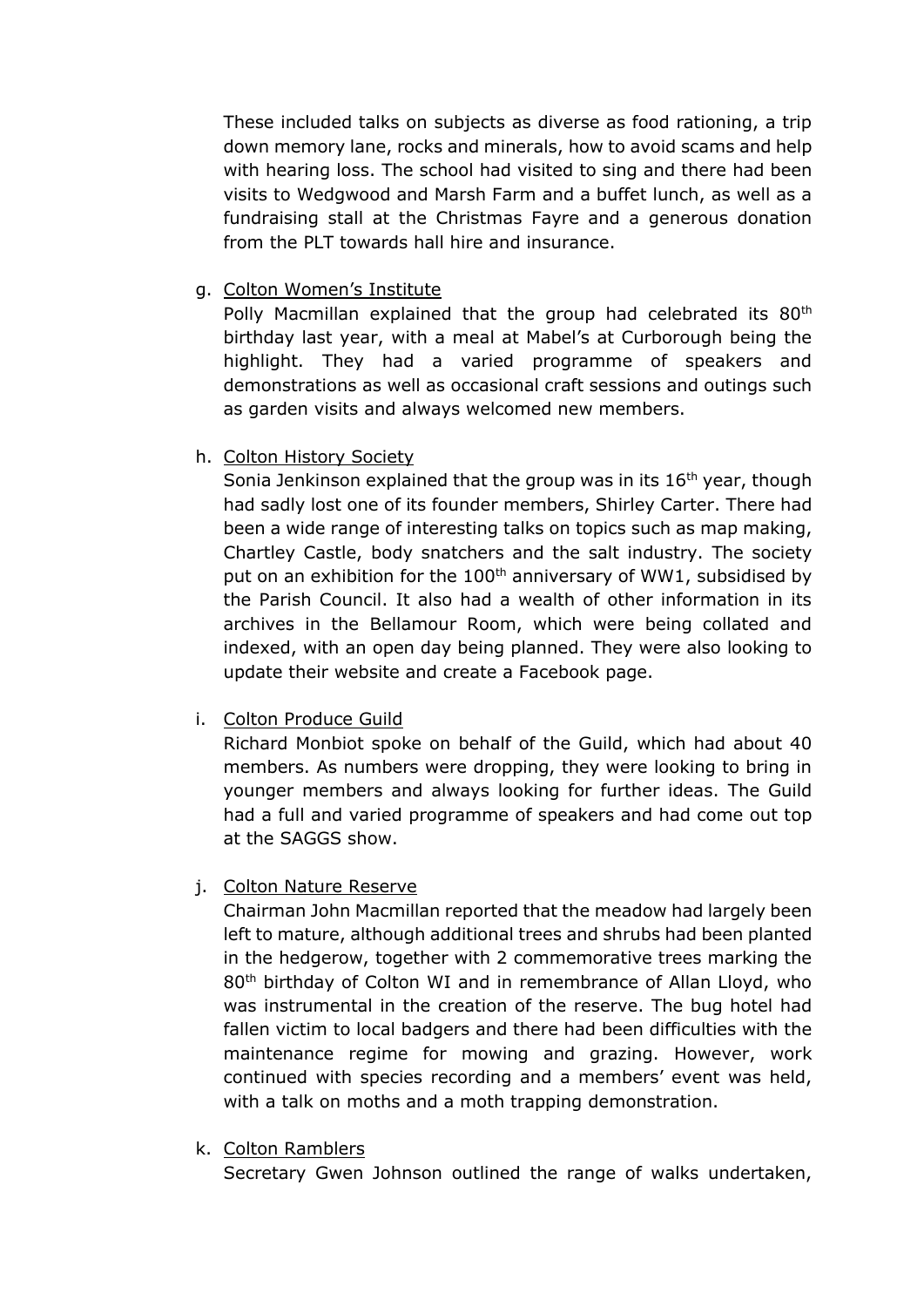These included talks on subjects as diverse as food rationing, a trip down memory lane, rocks and minerals, how to avoid scams and help with hearing loss. The school had visited to sing and there had been visits to Wedgwood and Marsh Farm and a buffet lunch, as well as a fundraising stall at the Christmas Fayre and a generous donation from the PLT towards hall hire and insurance.

g. Colton Women's Institute
   Polly Macmillan explained that the group had celebrated its 80th birthday last year, with a meal at Mabel's at Curborough being the highlight. They had a varied programme of speakers and demonstrations as well as occasional craft sessions and outings such as garden visits and always welcomed new members.

h. Colton History Society
   Sonia Jenkinson explained that the group was in its 16th year, though had sadly lost one of its founder members, Shirley Carter. There had been a wide range of interesting talks on topics such as map making, Chartley Castle, body snatchers and the salt industry. The society put on an exhibition for the 100th anniversary of WW1, subsidised by the Parish Council. It also had a wealth of other information in its archives in the Bellamour Room, which were being collated and indexed, with an open day being planned. They were also looking to update their website and create a Facebook page.

i. Colton Produce Guild
   Richard Monbiot spoke on behalf of the Guild, which had about 40 members. As numbers were dropping, they were looking to bring in younger members and always looking for further ideas. The Guild had a full and varied programme of speakers and had come out top at the SAGGS show.

j. Colton Nature Reserve
   Chairman John Macmillan reported that the meadow had largely been left to mature, although additional trees and shrubs had been planted in the hedgerow, together with 2 commemorative trees marking the 80th birthday of Colton WI and in remembrance of Allan Lloyd, who was instrumental in the creation of the reserve. The bug hotel had fallen victim to local badgers and there had been difficulties with the maintenance regime for mowing and grazing. However, work continued with species recording and a members' event was held, with a talk on moths and a moth trapping demonstration.

k. Colton Ramblers
   Secretary Gwen Johnson outlined the range of walks undertaken,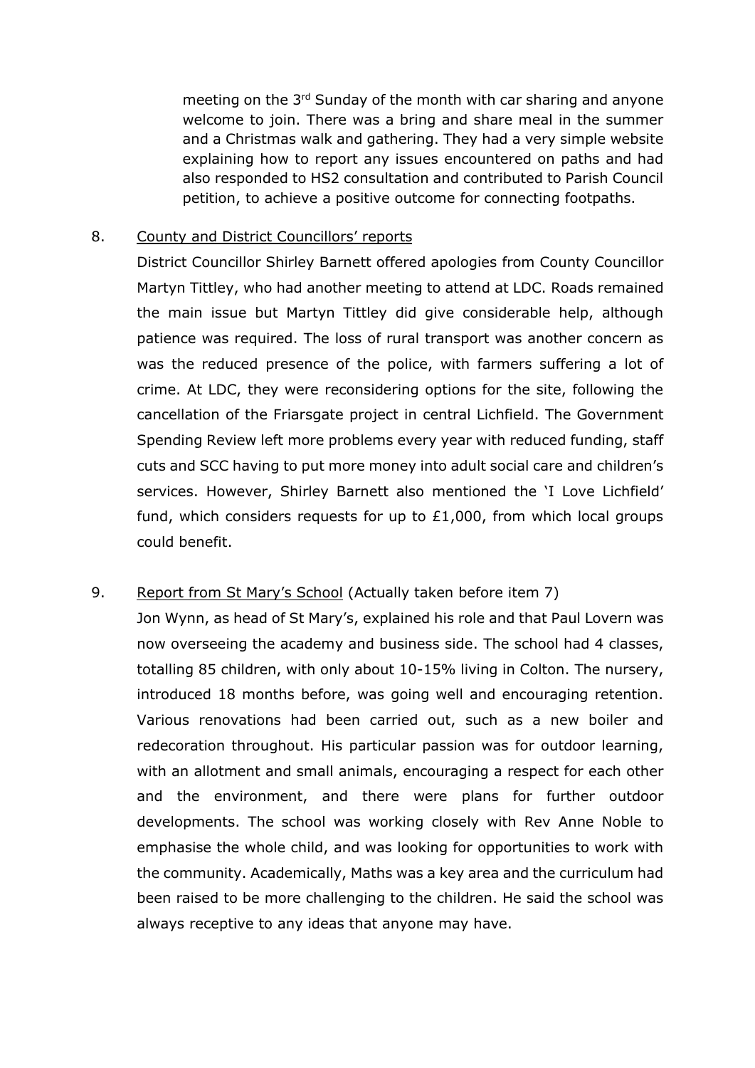meeting on the 3rd Sunday of the month with car sharing and anyone welcome to join. There was a bring and share meal in the summer and a Christmas walk and gathering. They had a very simple website explaining how to report any issues encountered on paths and had also responded to HS2 consultation and contributed to Parish Council petition, to achieve a positive outcome for connecting footpaths.

8. County and District Councillors' reports

District Councillor Shirley Barnett offered apologies from County Councillor Martyn Tittley, who had another meeting to attend at LDC. Roads remained the main issue but Martyn Tittley did give considerable help, although patience was required. The loss of rural transport was another concern as was the reduced presence of the police, with farmers suffering a lot of crime. At LDC, they were reconsidering options for the site, following the cancellation of the Friarsgate project in central Lichfield. The Government Spending Review left more problems every year with reduced funding, staff cuts and SCC having to put more money into adult social care and children's services. However, Shirley Barnett also mentioned the 'I Love Lichfield' fund, which considers requests for up to £1,000, from which local groups could benefit.

9. Report from St Mary's School (Actually taken before item 7)

Jon Wynn, as head of St Mary's, explained his role and that Paul Lovern was now overseeing the academy and business side. The school had 4 classes, totalling 85 children, with only about 10-15% living in Colton. The nursery, introduced 18 months before, was going well and encouraging retention. Various renovations had been carried out, such as a new boiler and redecoration throughout. His particular passion was for outdoor learning, with an allotment and small animals, encouraging a respect for each other and the environment, and there were plans for further outdoor developments. The school was working closely with Rev Anne Noble to emphasise the whole child, and was looking for opportunities to work with the community. Academically, Maths was a key area and the curriculum had been raised to be more challenging to the children. He said the school was always receptive to any ideas that anyone may have.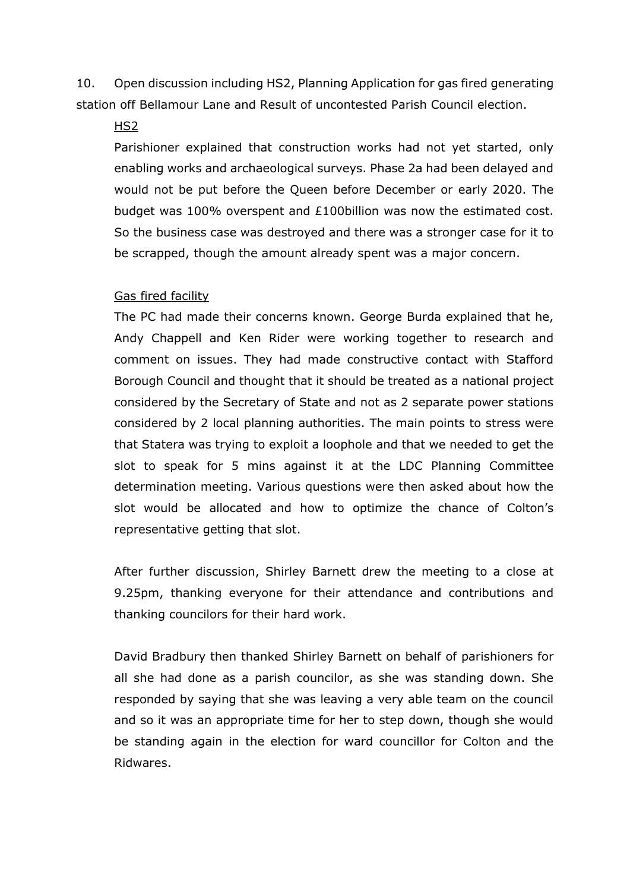10. Open discussion including HS2, Planning Application for gas fired generating station off Bellamour Lane and Result of uncontested Parish Council election.

<u>HS2</u>

Parishioner explained that construction works had not yet started, only enabling works and archaeological surveys. Phase 2a had been delayed and would not be put before the Queen before December or early 2020. The budget was 100% overspent and £100billion was now the estimated cost. So the business case was destroyed and there was a stronger case for it to be scrapped, though the amount already spent was a major concern.

<u>Gas fired facility</u>

The PC had made their concerns known. George Burda explained that he, Andy Chappell and Ken Rider were working together to research and comment on issues. They had made constructive contact with Stafford Borough Council and thought that it should be treated as a national project considered by the Secretary of State and not as 2 separate power stations considered by 2 local planning authorities. The main points to stress were that Statera was trying to exploit a loophole and that we needed to get the slot to speak for 5 mins against it at the LDC Planning Committee determination meeting. Various questions were then asked about how the slot would be allocated and how to optimize the chance of Colton's representative getting that slot.

After further discussion, Shirley Barnett drew the meeting to a close at 9.25pm, thanking everyone for their attendance and contributions and thanking councilors for their hard work.

David Bradbury then thanked Shirley Barnett on behalf of parishioners for all she had done as a parish councilor, as she was standing down. She responded by saying that she was leaving a very able team on the council and so it was an appropriate time for her to step down, though she would be standing again in the election for ward councillor for Colton and the Ridwares.